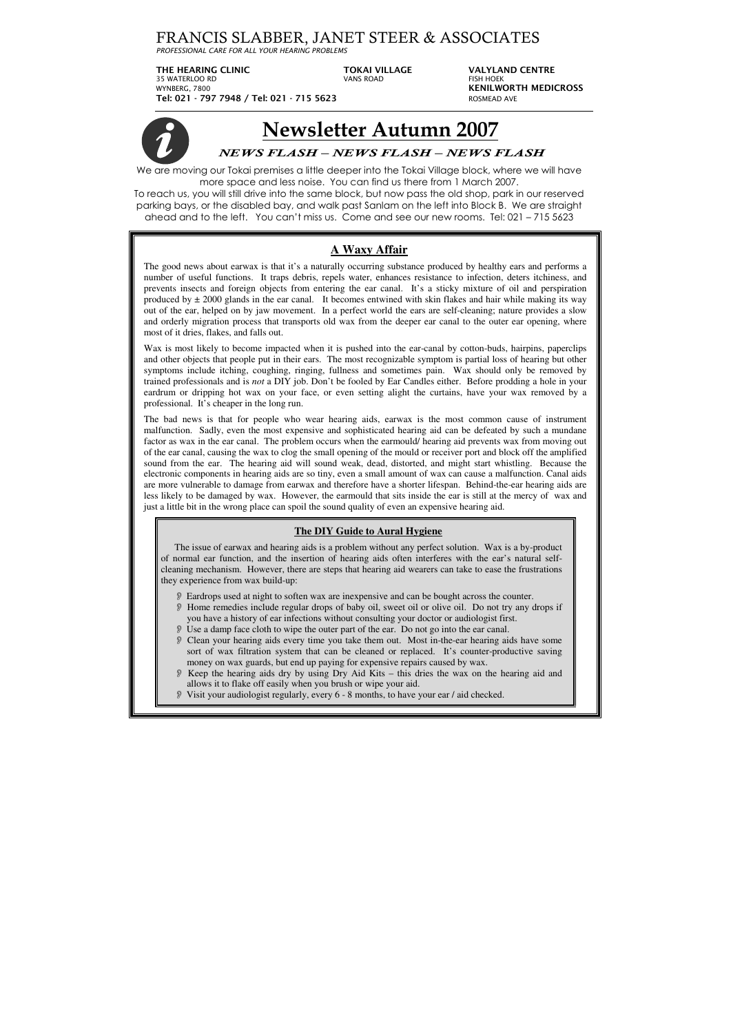# FRANCIS SLABBER, JANET STEER & ASSOCIATES

*PROFESSIONAL CARE FOR ALL YOUR HEARING PROBLEMS*

**THE HEARING CLINIC**
35 WATERLOO RD
WYNBERG, 7800
**Tel: 021 - 797 7948 / Tel: 021 - 715 5623**

**TOKAI VILLAGE**
VANS ROAD

**VALYLAND CENTRE**
FISH HOEK
**KENILWORTH MEDICROSS**
ROSMEAD AVE

# Newsletter Autumn 2007

***NEWS FLASH – NEWS FLASH – NEWS FLASH***

We are moving our Tokai premises a little deeper into the Tokai Village block, where we will have more space and less noise. You can find us there from 1 March 2007.
To reach us, you will still drive into the same block, but now pass the old shop, park in our reserved parking bays, or the disabled bay, and walk past Sanlam on the left into Block B. We are straight ahead and to the left. You can't miss us. Come and see our new rooms. Tel: 021 – 715 5623

## A Waxy Affair

The good news about earwax is that it's a naturally occurring substance produced by healthy ears and performs a number of useful functions. It traps debris, repels water, enhances resistance to infection, deters itchiness, and prevents insects and foreign objects from entering the ear canal. It's a sticky mixture of oil and perspiration produced by ± 2000 glands in the ear canal. It becomes entwined with skin flakes and hair while making its way out of the ear, helped on by jaw movement. In a perfect world the ears are self-cleaning; nature provides a slow and orderly migration process that transports old wax from the deeper ear canal to the outer ear opening, where most of it dries, flakes, and falls out.

Wax is most likely to become impacted when it is pushed into the ear-canal by cotton-buds, hairpins, paperclips and other objects that people put in their ears. The most recognizable symptom is partial loss of hearing but other symptoms include itching, coughing, ringing, fullness and sometimes pain. Wax should only be removed by trained professionals and is *not* a DIY job. Don't be fooled by Ear Candles either. Before prodding a hole in your eardrum or dripping hot wax on your face, or even setting alight the curtains, have your wax removed by a professional. It's cheaper in the long run.

The bad news is that for people who wear hearing aids, earwax is the most common cause of instrument malfunction. Sadly, even the most expensive and sophisticated hearing aid can be defeated by such a mundane factor as wax in the ear canal. The problem occurs when the earmould/ hearing aid prevents wax from moving out of the ear canal, causing the wax to clog the small opening of the mould or receiver port and block off the amplified sound from the ear. The hearing aid will sound weak, dead, distorted, and might start whistling. Because the electronic components in hearing aids are so tiny, even a small amount of wax can cause a malfunction. Canal aids are more vulnerable to damage from earwax and therefore have a shorter lifespan. Behind-the-ear hearing aids are less likely to be damaged by wax. However, the earmould that sits inside the ear is still at the mercy of wax and just a little bit in the wrong place can spoil the sound quality of even an expensive hearing aid.

### The DIY Guide to Aural Hygiene

The issue of earwax and hearing aids is a problem without any perfect solution. Wax is a by-product of normal ear function, and the insertion of hearing aids often interferes with the ear's natural self-cleaning mechanism. However, there are steps that hearing aid wearers can take to ease the frustrations they experience from wax build-up:

- Eardrops used at night to soften wax are inexpensive and can be bought across the counter.
- Home remedies include regular drops of baby oil, sweet oil or olive oil. Do not try any drops if you have a history of ear infections without consulting your doctor or audiologist first.
- Use a damp face cloth to wipe the outer part of the ear. Do not go into the ear canal.
- Clean your hearing aids every time you take them out. Most in-the-ear hearing aids have some sort of wax filtration system that can be cleaned or replaced. It's counter-productive saving money on wax guards, but end up paying for expensive repairs caused by wax.
- Keep the hearing aids dry by using Dry Aid Kits – this dries the wax on the hearing aid and allows it to flake off easily when you brush or wipe your aid.
- Visit your audiologist regularly, every 6 - 8 months, to have your ear / aid checked.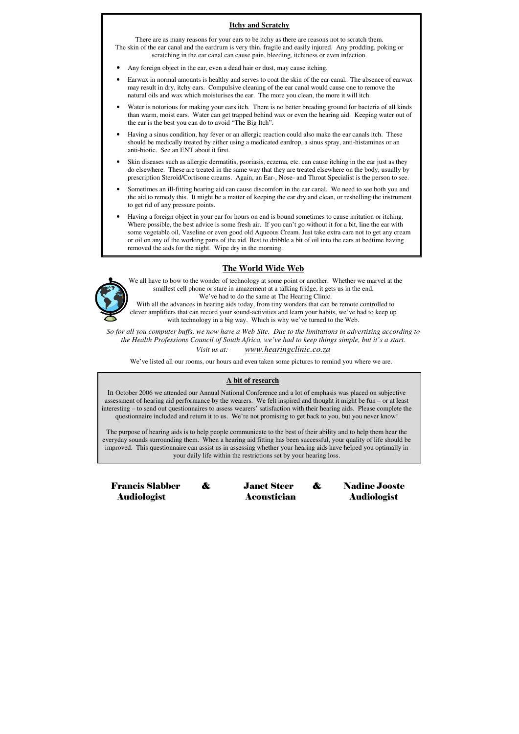## Itchy and Scratchy

There are as many reasons for your ears to be itchy as there are reasons not to scratch them.
The skin of the ear canal and the eardrum is very thin, fragile and easily injured. Any prodding, poking or scratching in the ear canal can cause pain, bleeding, itchiness or even infection.

- Any foreign object in the ear, even a dead hair or dust, may cause itching.
- Earwax in normal amounts is healthy and serves to coat the skin of the ear canal. The absence of earwax may result in dry, itchy ears. Compulsive cleaning of the ear canal would cause one to remove the natural oils and wax which moisturises the ear. The more you clean, the more it will itch.
- Water is notorious for making your ears itch. There is no better breeding ground for bacteria of all kinds than warm, moist ears. Water can get trapped behind wax or even the hearing aid. Keeping water out of the ear is the best you can do to avoid "The Big Itch".
- Having a sinus condition, hay fever or an allergic reaction could also make the ear canals itch. These should be medically treated by either using a medicated eardrop, a sinus spray, anti-histamines or an anti-biotic. See an ENT about it first.
- Skin diseases such as allergic dermatitis, psoriasis, eczema, etc. can cause itching in the ear just as they do elsewhere. These are treated in the same way that they are treated elsewhere on the body, usually by prescription Steroid/Cortisone creams. Again, an Ear-, Nose- and Throat Specialist is the person to see.
- Sometimes an ill-fitting hearing aid can cause discomfort in the ear canal. We need to see both you and the aid to remedy this. It might be a matter of keeping the ear dry and clean, or reshelling the instrument to get rid of any pressure points.
- Having a foreign object in your ear for hours on end is bound sometimes to cause irritation or itching. Where possible, the best advice is some fresh air. If you can't go without it for a bit, line the ear with some vegetable oil, Vaseline or even good old Aqueous Cream. Just take extra care not to get any cream or oil on any of the working parts of the aid. Best to dribble a bit of oil into the ears at bedtime having removed the aids for the night. Wipe dry in the morning.

## The World Wide Web

We all have to bow to the wonder of technology at some point or another. Whether we marvel at the smallest cell phone or stare in amazement at a talking fridge, it gets us in the end.
We've had to do the same at The Hearing Clinic.
With all the advances in hearing aids today, from tiny wonders that can be remote controlled to clever amplifiers that can record your sound-activities and learn your habits, we've had to keep up with technology in a big way. Which is why we've turned to the Web.

*So for all you computer buffs, we now have a Web Site. Due to the limitations in advertising according to the Health Professions Council of South Africa, we've had to keep things simple, but it's a start.*
*Visit us at:* *www.hearingclinic.co.za*

We've listed all our rooms, our hours and even taken some pictures to remind you where we are.

## A bit of research

In October 2006 we attended our Annual National Conference and a lot of emphasis was placed on subjective assessment of hearing aid performance by the wearers. We felt inspired and thought it might be fun – or at least interesting – to send out questionnaires to assess wearers' satisfaction with their hearing aids. Please complete the questionnaire included and return it to us. We're not promising to get back to you, but you never know!

The purpose of hearing aids is to help people communicate to the best of their ability and to help them hear the everyday sounds surrounding them. When a hearing aid fitting has been successful, your quality of life should be improved. This questionnaire can assist us in assessing whether your hearing aids have helped you optimally in your daily life within the restrictions set by your hearing loss.

**Francis Slabber** & **Janet Steer** & **Nadine Jooste**
**Audiologist** **Acoustician** **Audiologist**